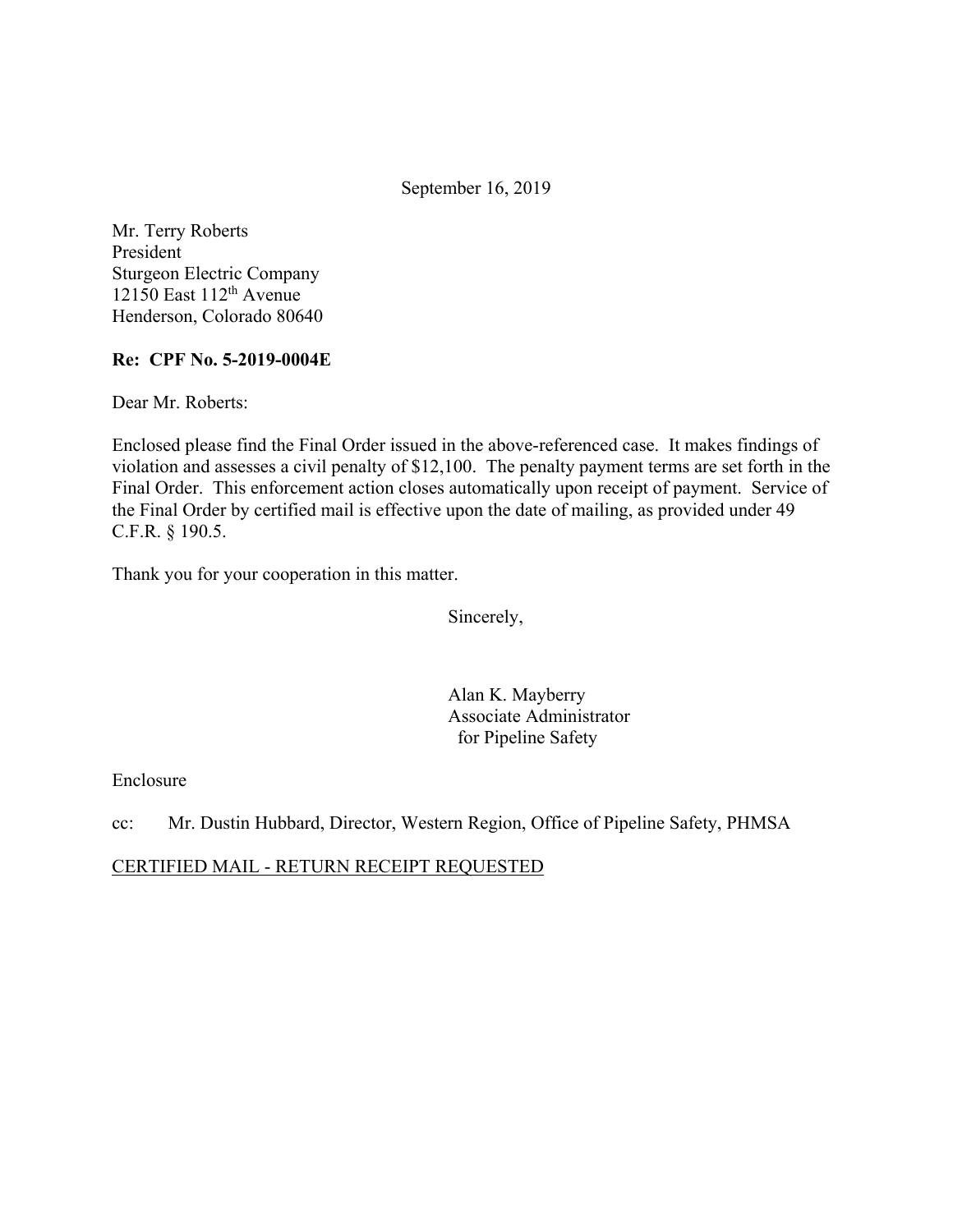September 16, 2019

Mr. Terry Roberts
President
Sturgeon Electric Company
12150 East 112th Avenue
Henderson, Colorado 80640

**Re: CPF No. 5-2019-0004E**

Dear Mr. Roberts:

Enclosed please find the Final Order issued in the above-referenced case. It makes findings of violation and assesses a civil penalty of $12,100. The penalty payment terms are set forth in the Final Order. This enforcement action closes automatically upon receipt of payment. Service of the Final Order by certified mail is effective upon the date of mailing, as provided under 49 C.F.R. § 190.5.

Thank you for your cooperation in this matter.

Sincerely,

Alan K. Mayberry
Associate Administrator
for Pipeline Safety

Enclosure

cc: Mr. Dustin Hubbard, Director, Western Region, Office of Pipeline Safety, PHMSA

CERTIFIED MAIL - RETURN RECEIPT REQUESTED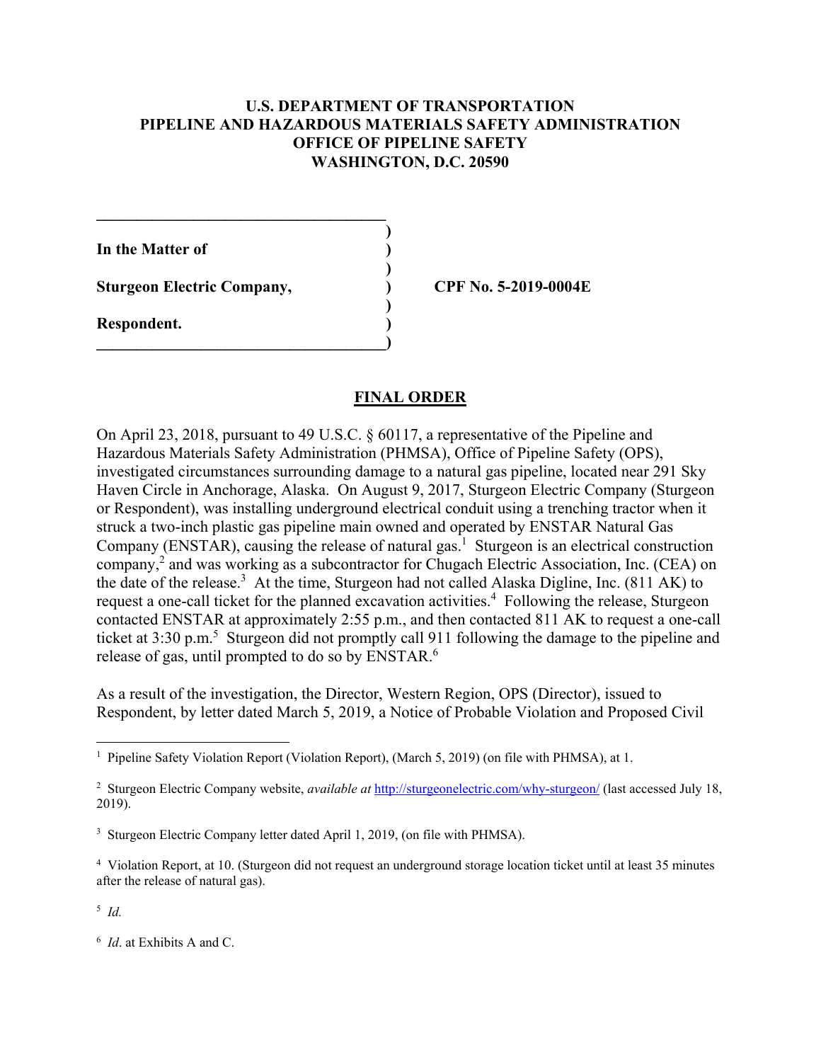**U.S. DEPARTMENT OF TRANSPORTATION**
**PIPELINE AND HAZARDOUS MATERIALS SAFETY ADMINISTRATION**
**OFFICE OF PIPELINE SAFETY**
**WASHINGTON, D.C. 20590**

| | | |
|---|---|---|
| **In the Matter of** | ) | |
| **Sturgeon Electric Company,** | ) | **CPF No. 5-2019-0004E** |
| **Respondent.** | ) | |

## FINAL ORDER

On April 23, 2018, pursuant to 49 U.S.C. § 60117, a representative of the Pipeline and Hazardous Materials Safety Administration (PHMSA), Office of Pipeline Safety (OPS), investigated circumstances surrounding damage to a natural gas pipeline, located near 291 Sky Haven Circle in Anchorage, Alaska. On August 9, 2017, Sturgeon Electric Company (Sturgeon or Respondent), was installing underground electrical conduit using a trenching tractor when it struck a two-inch plastic gas pipeline main owned and operated by ENSTAR Natural Gas Company (ENSTAR), causing the release of natural gas.[1] Sturgeon is an electrical construction company,[2] and was working as a subcontractor for Chugach Electric Association, Inc. (CEA) on the date of the release.[3] At the time, Sturgeon had not called Alaska Digline, Inc. (811 AK) to request a one-call ticket for the planned excavation activities.[4] Following the release, Sturgeon contacted ENSTAR at approximately 2:55 p.m., and then contacted 811 AK to request a one-call ticket at 3:30 p.m.[5] Sturgeon did not promptly call 911 following the damage to the pipeline and release of gas, until prompted to do so by ENSTAR.[6]

As a result of the investigation, the Director, Western Region, OPS (Director), issued to Respondent, by letter dated March 5, 2019, a Notice of Probable Violation and Proposed Civil

---

[1] Pipeline Safety Violation Report (Violation Report), (March 5, 2019) (on file with PHMSA), at 1.

[2] Sturgeon Electric Company website, *available at* http://sturgeonelectric.com/why-sturgeon/ (last accessed July 18, 2019).

[3] Sturgeon Electric Company letter dated April 1, 2019, (on file with PHMSA).

[4] Violation Report, at 10. (Sturgeon did not request an underground storage location ticket until at least 35 minutes after the release of natural gas).

[5] *Id.*

[6] *Id*. at Exhibits A and C.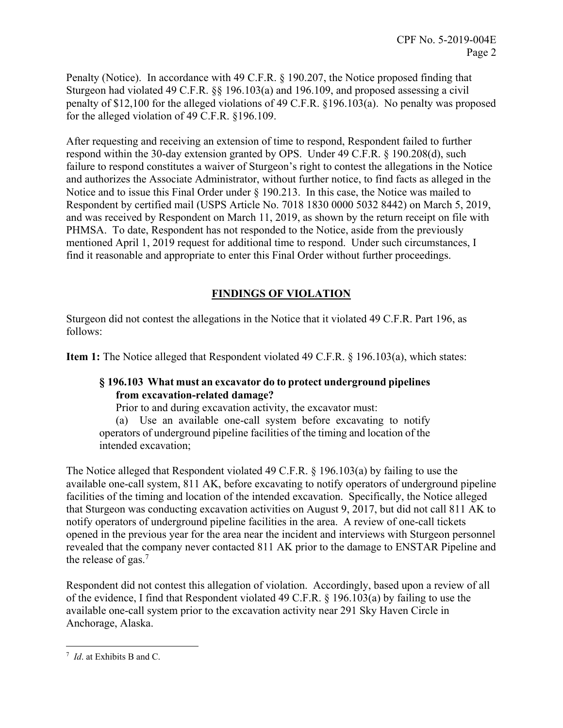Penalty (Notice). In accordance with 49 C.F.R. § 190.207, the Notice proposed finding that Sturgeon had violated 49 C.F.R. §§ 196.103(a) and 196.109, and proposed assessing a civil penalty of $12,100 for the alleged violations of 49 C.F.R. §196.103(a). No penalty was proposed for the alleged violation of 49 C.F.R. §196.109.

After requesting and receiving an extension of time to respond, Respondent failed to further respond within the 30-day extension granted by OPS. Under 49 C.F.R. § 190.208(d), such failure to respond constitutes a waiver of Sturgeon's right to contest the allegations in the Notice and authorizes the Associate Administrator, without further notice, to find facts as alleged in the Notice and to issue this Final Order under § 190.213. In this case, the Notice was mailed to Respondent by certified mail (USPS Article No. 7018 1830 0000 5032 8442) on March 5, 2019, and was received by Respondent on March 11, 2019, as shown by the return receipt on file with PHMSA. To date, Respondent has not responded to the Notice, aside from the previously mentioned April 1, 2019 request for additional time to respond. Under such circumstances, I find it reasonable and appropriate to enter this Final Order without further proceedings.

## FINDINGS OF VIOLATION

Sturgeon did not contest the allegations in the Notice that it violated 49 C.F.R. Part 196, as follows:

**Item 1:** The Notice alleged that Respondent violated 49 C.F.R. § 196.103(a), which states:

> **§ 196.103 What must an excavator do to protect underground pipelines from excavation-related damage?**
>
> Prior to and during excavation activity, the excavator must:
>
> (a) Use an available one-call system before excavating to notify operators of underground pipeline facilities of the timing and location of the intended excavation;

The Notice alleged that Respondent violated 49 C.F.R. § 196.103(a) by failing to use the available one-call system, 811 AK, before excavating to notify operators of underground pipeline facilities of the timing and location of the intended excavation. Specifically, the Notice alleged that Sturgeon was conducting excavation activities on August 9, 2017, but did not call 811 AK to notify operators of underground pipeline facilities in the area. A review of one-call tickets opened in the previous year for the area near the incident and interviews with Sturgeon personnel revealed that the company never contacted 811 AK prior to the damage to ENSTAR Pipeline and the release of gas.[7]

Respondent did not contest this allegation of violation. Accordingly, based upon a review of all of the evidence, I find that Respondent violated 49 C.F.R. § 196.103(a) by failing to use the available one-call system prior to the excavation activity near 291 Sky Haven Circle in Anchorage, Alaska.

---

[7] *Id*. at Exhibits B and C.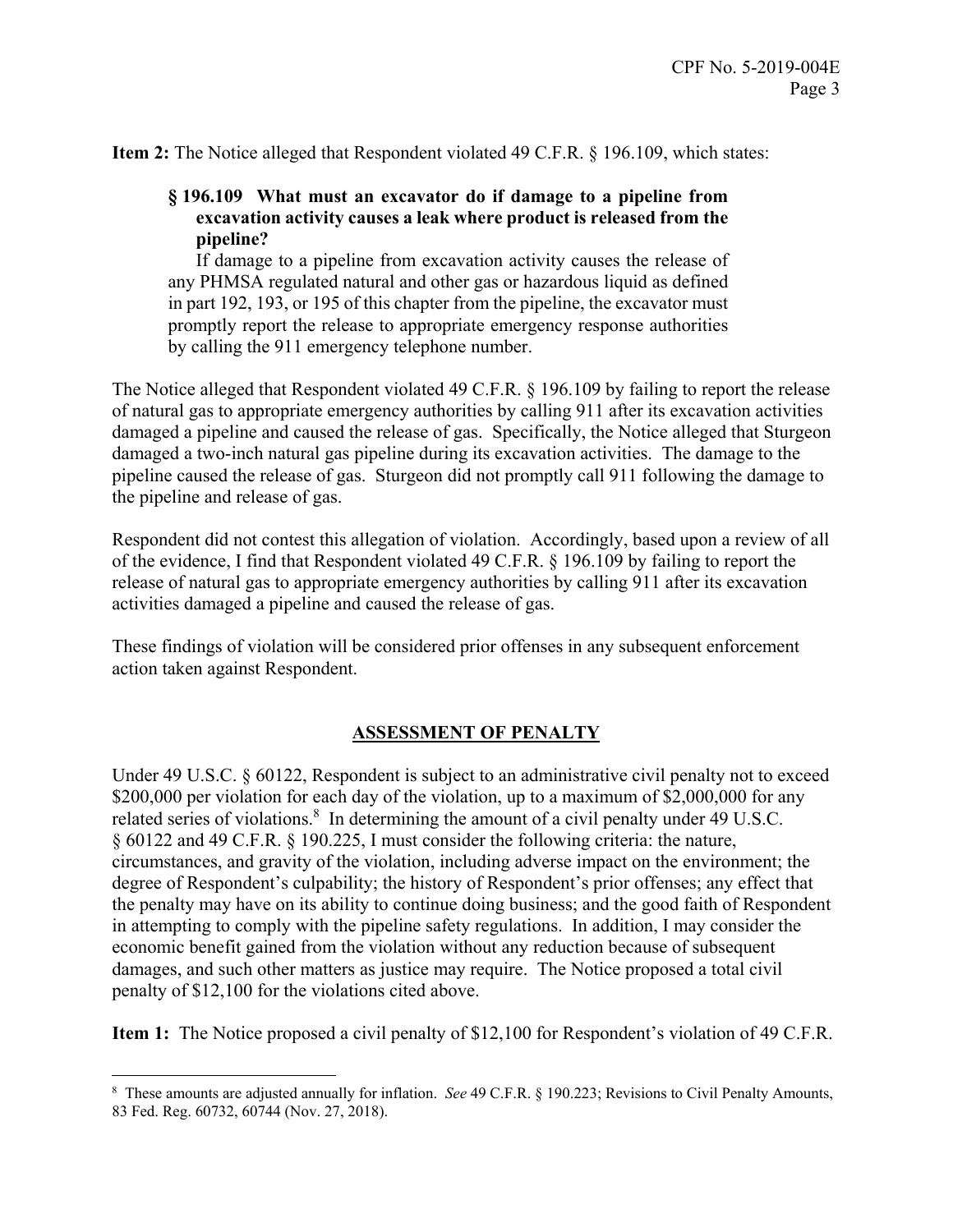**Item 2:** The Notice alleged that Respondent violated 49 C.F.R. § 196.109, which states:

> **§ 196.109 What must an excavator do if damage to a pipeline from excavation activity causes a leak where product is released from the pipeline?**
>
> If damage to a pipeline from excavation activity causes the release of any PHMSA regulated natural and other gas or hazardous liquid as defined in part 192, 193, or 195 of this chapter from the pipeline, the excavator must promptly report the release to appropriate emergency response authorities by calling the 911 emergency telephone number.

The Notice alleged that Respondent violated 49 C.F.R. § 196.109 by failing to report the release of natural gas to appropriate emergency authorities by calling 911 after its excavation activities damaged a pipeline and caused the release of gas. Specifically, the Notice alleged that Sturgeon damaged a two-inch natural gas pipeline during its excavation activities. The damage to the pipeline caused the release of gas. Sturgeon did not promptly call 911 following the damage to the pipeline and release of gas.

Respondent did not contest this allegation of violation. Accordingly, based upon a review of all of the evidence, I find that Respondent violated 49 C.F.R. § 196.109 by failing to report the release of natural gas to appropriate emergency authorities by calling 911 after its excavation activities damaged a pipeline and caused the release of gas.

These findings of violation will be considered prior offenses in any subsequent enforcement action taken against Respondent.

## ASSESSMENT OF PENALTY

Under 49 U.S.C. § 60122, Respondent is subject to an administrative civil penalty not to exceed \$200,000 per violation for each day of the violation, up to a maximum of \$2,000,000 for any related series of violations.[8] In determining the amount of a civil penalty under 49 U.S.C. § 60122 and 49 C.F.R. § 190.225, I must consider the following criteria: the nature, circumstances, and gravity of the violation, including adverse impact on the environment; the degree of Respondent's culpability; the history of Respondent's prior offenses; any effect that the penalty may have on its ability to continue doing business; and the good faith of Respondent in attempting to comply with the pipeline safety regulations. In addition, I may consider the economic benefit gained from the violation without any reduction because of subsequent damages, and such other matters as justice may require. The Notice proposed a total civil penalty of \$12,100 for the violations cited above.

**Item 1:** The Notice proposed a civil penalty of \$12,100 for Respondent's violation of 49 C.F.R.

[8] These amounts are adjusted annually for inflation. *See* 49 C.F.R. § 190.223; Revisions to Civil Penalty Amounts, 83 Fed. Reg. 60732, 60744 (Nov. 27, 2018).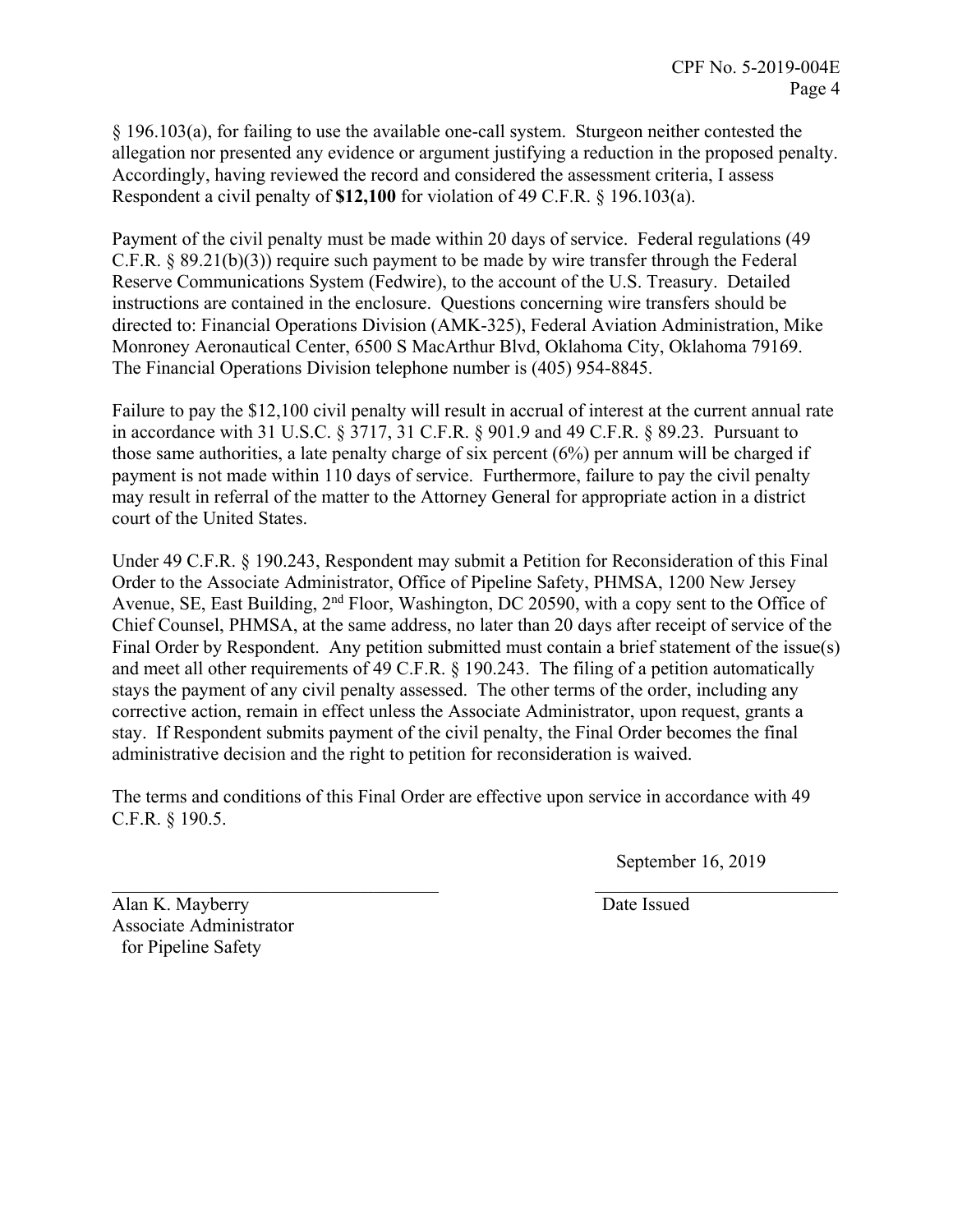§ 196.103(a), for failing to use the available one-call system. Sturgeon neither contested the allegation nor presented any evidence or argument justifying a reduction in the proposed penalty. Accordingly, having reviewed the record and considered the assessment criteria, I assess Respondent a civil penalty of **$12,100** for violation of 49 C.F.R. § 196.103(a).

Payment of the civil penalty must be made within 20 days of service. Federal regulations (49 C.F.R. § 89.21(b)(3)) require such payment to be made by wire transfer through the Federal Reserve Communications System (Fedwire), to the account of the U.S. Treasury. Detailed instructions are contained in the enclosure. Questions concerning wire transfers should be directed to: Financial Operations Division (AMK-325), Federal Aviation Administration, Mike Monroney Aeronautical Center, 6500 S MacArthur Blvd, Oklahoma City, Oklahoma 79169. The Financial Operations Division telephone number is (405) 954-8845.

Failure to pay the $12,100 civil penalty will result in accrual of interest at the current annual rate in accordance with 31 U.S.C. § 3717, 31 C.F.R. § 901.9 and 49 C.F.R. § 89.23. Pursuant to those same authorities, a late penalty charge of six percent (6%) per annum will be charged if payment is not made within 110 days of service. Furthermore, failure to pay the civil penalty may result in referral of the matter to the Attorney General for appropriate action in a district court of the United States.

Under 49 C.F.R. § 190.243, Respondent may submit a Petition for Reconsideration of this Final Order to the Associate Administrator, Office of Pipeline Safety, PHMSA, 1200 New Jersey Avenue, SE, East Building, 2nd Floor, Washington, DC 20590, with a copy sent to the Office of Chief Counsel, PHMSA, at the same address, no later than 20 days after receipt of service of the Final Order by Respondent. Any petition submitted must contain a brief statement of the issue(s) and meet all other requirements of 49 C.F.R. § 190.243. The filing of a petition automatically stays the payment of any civil penalty assessed. The other terms of the order, including any corrective action, remain in effect unless the Associate Administrator, upon request, grants a stay. If Respondent submits payment of the civil penalty, the Final Order becomes the final administrative decision and the right to petition for reconsideration is waived.

The terms and conditions of this Final Order are effective upon service in accordance with 49 C.F.R. § 190.5.

September 16, 2019

\_\_\_\_\_\_\_\_\_\_\_\_\_\_\_\_\_\_\_\_\_\_\_\_\_\_\_\_\_\_\_\_ \_\_\_\_\_\_\_\_\_\_\_\_\_\_\_\_\_\_\_\_\_\_\_\_

Alan K. Mayberry
Associate Administrator
for Pipeline Safety

Date Issued